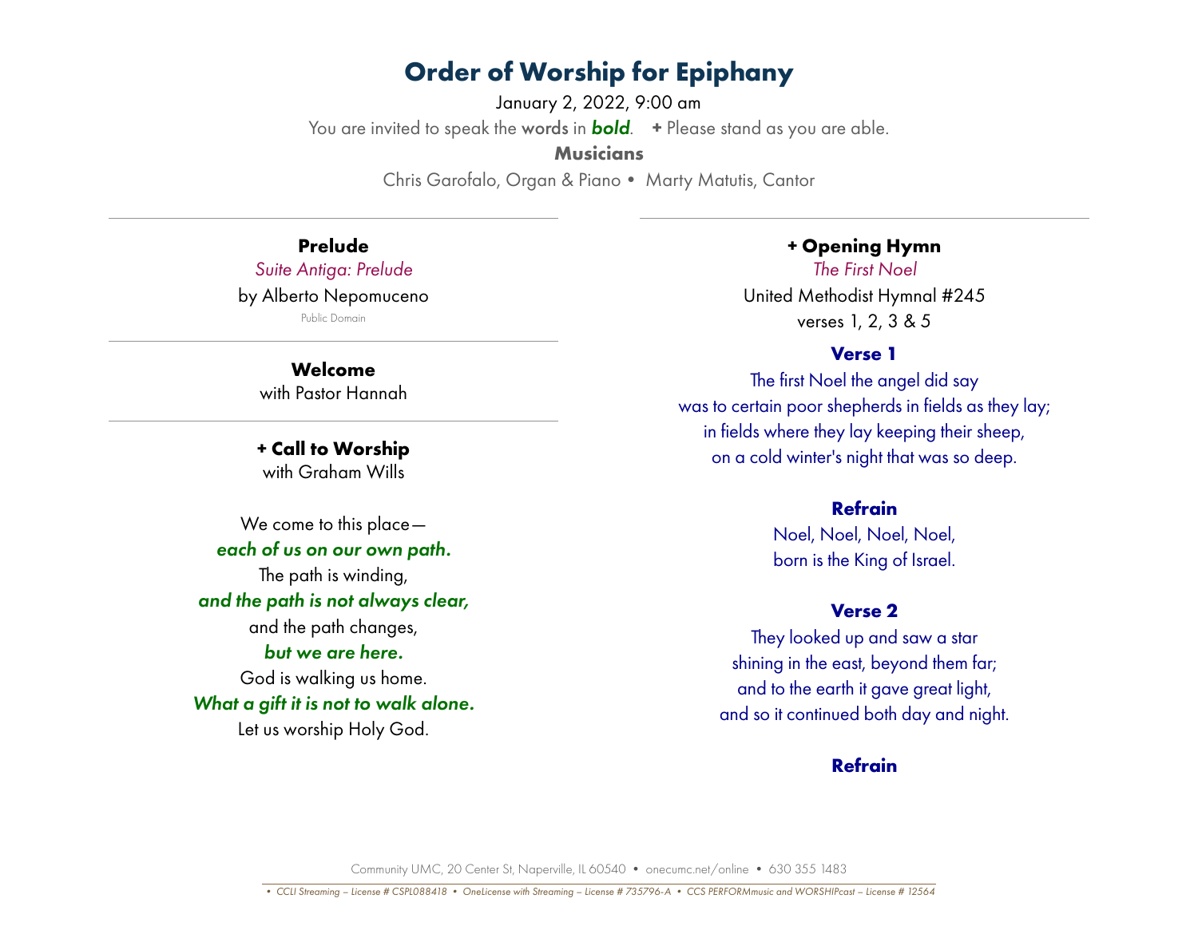# Order of Worship for Epiphany

January 2, 2022, 9:00 am

You are invited to speak the words in ***bold***. **+** Please stand as you are able.

**Musicians**

Chris Garofalo, Organ & Piano • Marty Matutis, Cantor

---

### Prelude

*Suite Antiga: Prelude*

by Alberto Nepomuceno

Public Domain

---

### Welcome

with Pastor Hannah

---

### + Call to Worship

with Graham Wills

We come to this place—
***each of us on our own path.***
The path is winding,
***and the path is not always clear,***
and the path changes,
***but we are here.***
God is walking us home.
***What a gift it is not to walk alone.***
Let us worship Holy God.

---

### + Opening Hymn

*The First Noel*

United Methodist Hymnal #245

verses 1, 2, 3 & 5

**Verse 1**

The first Noel the angel did say
was to certain poor shepherds in fields as they lay;
in fields where they lay keeping their sheep,
on a cold winter's night that was so deep.

**Refrain**

Noel, Noel, Noel, Noel,
born is the King of Israel.

**Verse 2**

They looked up and saw a star
shining in the east, beyond them far;
and to the earth it gave great light,
and so it continued both day and night.

**Refrain**

---

Community UMC, 20 Center St, Naperville, IL 60540 • onecumc.net/online • 630 355 1483

*• CCLI Streaming – License # CSPL088418 • OneLicense with Streaming – License # 735796-A • CCS PERFORMmusic and WORSHIPcast – License # 12564*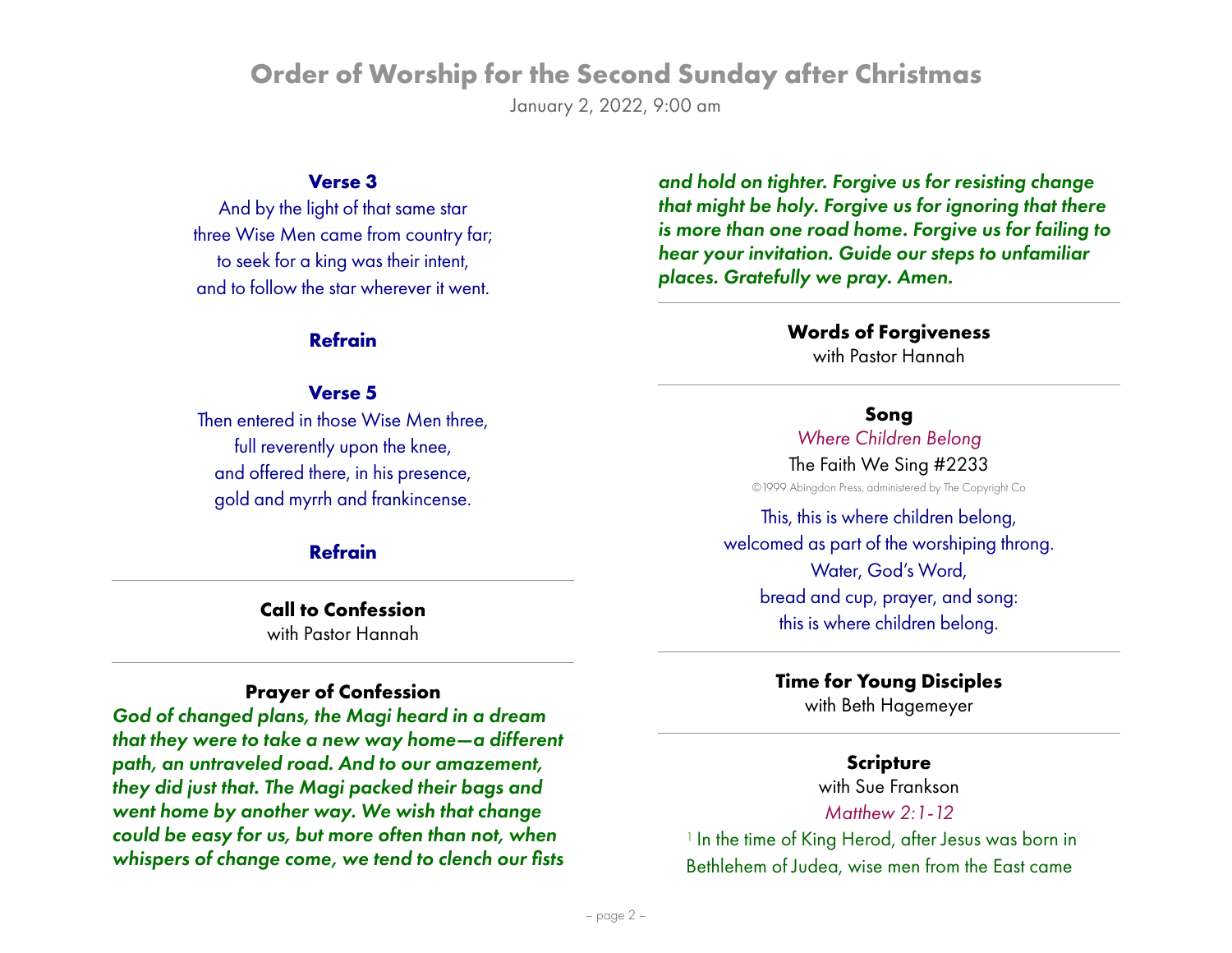**Verse 3**

And by the light of that same star
three Wise Men came from country far;
to seek for a king was their intent,
and to follow the star wherever it went.

**Refrain**

**Verse 5**

Then entered in those Wise Men three,
full reverently upon the knee,
and offered there, in his presence,
gold and myrrh and frankincense.

**Refrain**

---

**Call to Confession**
with Pastor Hannah

---

**Prayer of Confession**

***God of changed plans, the Magi heard in a dream that they were to take a new way home—a different path, an untraveled road. And to our amazement, they did just that. The Magi packed their bags and went home by another way. We wish that change could be easy for us, but more often than not, when whispers of change come, we tend to clench our fists and hold on tighter. Forgive us for resisting change that might be holy. Forgive us for ignoring that there is more than one road home. Forgive us for failing to hear your invitation. Guide our steps to unfamiliar places. Gratefully we pray. Amen.***

---

**Words of Forgiveness**
with Pastor Hannah

---

**Song**
*Where Children Belong*
The Faith We Sing #2233
©1999 Abingdon Press, administered by The Copyright Co

This, this is where children belong,
welcomed as part of the worshiping throng.
Water, God's Word,
bread and cup, prayer, and song:
this is where children belong.

---

**Time for Young Disciples**
with Beth Hagemeyer

---

**Scripture**
with Sue Frankson
*Matthew 2:1-12*

[1] In the time of King Herod, after Jesus was born in Bethlehem of Judea, wise men from the East came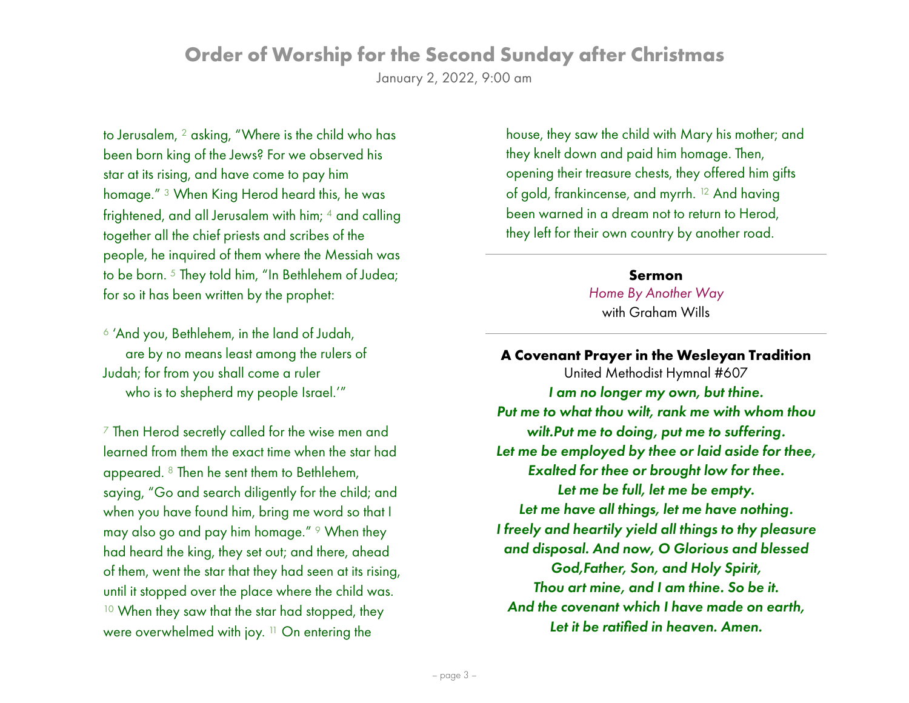to Jerusalem, [2] asking, "Where is the child who has been born king of the Jews? For we observed his star at its rising, and have come to pay him homage." [3] When King Herod heard this, he was frightened, and all Jerusalem with him; [4] and calling together all the chief priests and scribes of the people, he inquired of them where the Messiah was to be born. [5] They told him, "In Bethlehem of Judea; for so it has been written by the prophet:

[6] 'And you, Bethlehem, in the land of Judah,
are by no means least among the rulers of Judah; for from you shall come a ruler
who is to shepherd my people Israel.'"

[7] Then Herod secretly called for the wise men and learned from them the exact time when the star had appeared. [8] Then he sent them to Bethlehem, saying, "Go and search diligently for the child; and when you have found him, bring me word so that I may also go and pay him homage." [9] When they had heard the king, they set out; and there, ahead of them, went the star that they had seen at its rising, until it stopped over the place where the child was. [10] When they saw that the star had stopped, they were overwhelmed with joy. [11] On entering the house, they saw the child with Mary his mother; and they knelt down and paid him homage. Then, opening their treasure chests, they offered him gifts of gold, frankincense, and myrrh. [12] And having been warned in a dream not to return to Herod, they left for their own country by another road.

---

**Sermon**
*Home By Another Way*
with Graham Wills

---

**A Covenant Prayer in the Wesleyan Tradition**
United Methodist Hymnal #607

***I am no longer my own, but thine.***
***Put me to what thou wilt, rank me with whom thou wilt.Put me to doing, put me to suffering.***
***Let me be employed by thee or laid aside for thee,***
***Exalted for thee or brought low for thee.***
***Let me be full, let me be empty.***
***Let me have all things, let me have nothing.***
***I freely and heartily yield all things to thy pleasure and disposal. And now, O Glorious and blessed God,Father, Son, and Holy Spirit,***
***Thou art mine, and I am thine. So be it.***
***And the covenant which I have made on earth,***
***Let it be ratified in heaven. Amen.***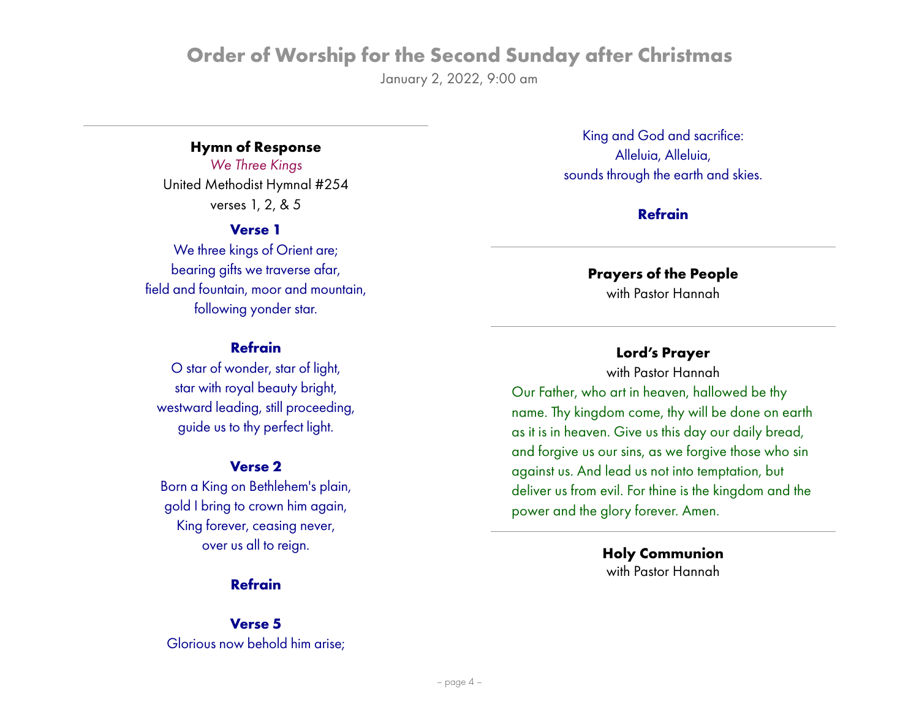# Order of Worship for the Second Sunday after Christmas

January 2, 2022, 9:00 am

---

### Hymn of Response

*We Three Kings*

United Methodist Hymnal #254

verses 1, 2, & 5

**Verse 1**

We three kings of Orient are;
bearing gifts we traverse afar,
field and fountain, moor and mountain,
following yonder star.

**Refrain**

O star of wonder, star of light,
star with royal beauty bright,
westward leading, still proceeding,
guide us to thy perfect light.

**Verse 2**

Born a King on Bethlehem's plain,
gold I bring to crown him again,
King forever, ceasing never,
over us all to reign.

**Refrain**

**Verse 5**

Glorious now behold him arise;
King and God and sacrifice:
Alleluia, Alleluia,
sounds through the earth and skies.

**Refrain**

---

### Prayers of the People

with Pastor Hannah

---

### Lord's Prayer

with Pastor Hannah

Our Father, who art in heaven, hallowed be thy name. Thy kingdom come, thy will be done on earth as it is in heaven. Give us this day our daily bread, and forgive us our sins, as we forgive those who sin against us. And lead us not into temptation, but deliver us from evil. For thine is the kingdom and the power and the glory forever. Amen.

---

### Holy Communion

with Pastor Hannah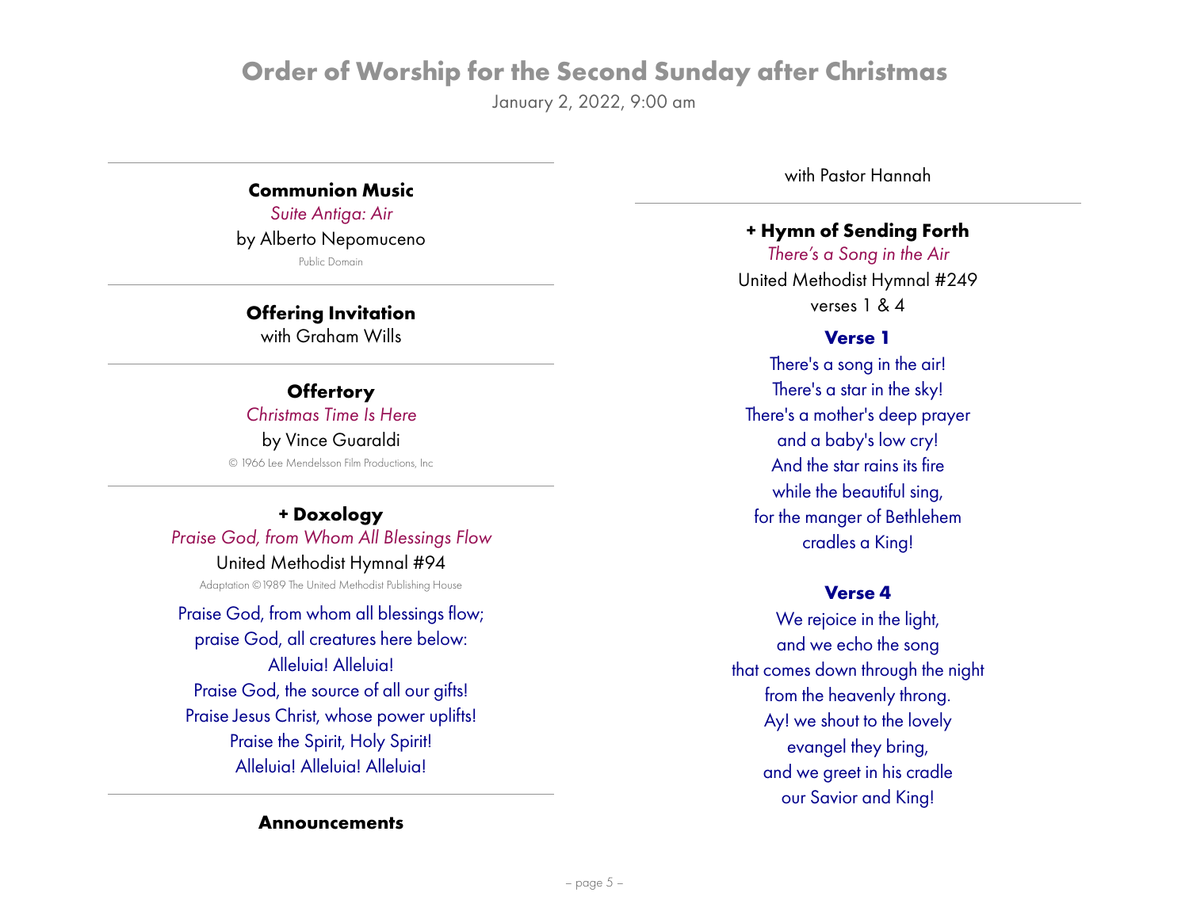# Order of Worship for the Second Sunday after Christmas

January 2, 2022, 9:00 am

---

### Communion Music

*Suite Antiga: Air*

by Alberto Nepomuceno

Public Domain

---

### Offering Invitation

with Graham Wills

---

### Offertory

*Christmas Time Is Here*

by Vince Guaraldi

© 1966 Lee Mendelsson Film Productions, Inc

---

### + Doxology

*Praise God, from Whom All Blessings Flow*

United Methodist Hymnal #94

Adaptation ©1989 The United Methodist Publishing House

Praise God, from whom all blessings flow;
praise God, all creatures here below:
Alleluia! Alleluia!
Praise God, the source of all our gifts!
Praise Jesus Christ, whose power uplifts!
Praise the Spirit, Holy Spirit!
Alleluia! Alleluia! Alleluia!

---

### Announcements

with Pastor Hannah

---

### + Hymn of Sending Forth

*There's a Song in the Air*

United Methodist Hymnal #249

verses 1 & 4

**Verse 1**

There's a song in the air!
There's a star in the sky!
There's a mother's deep prayer
and a baby's low cry!
And the star rains its fire
while the beautiful sing,
for the manger of Bethlehem
cradles a King!

**Verse 4**

We rejoice in the light,
and we echo the song
that comes down through the night
from the heavenly throng.
Ay! we shout to the lovely
evangel they bring,
and we greet in his cradle
our Savior and King!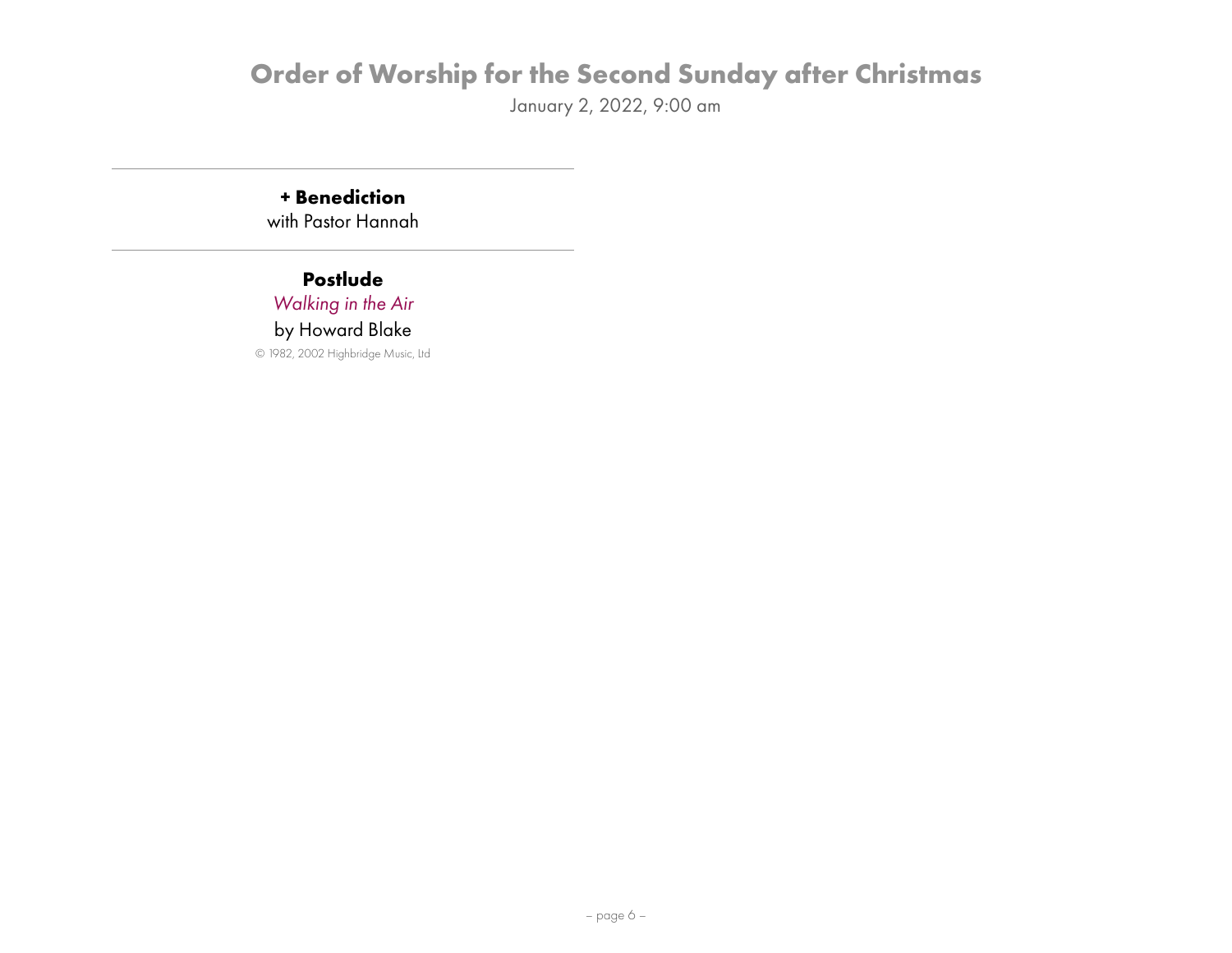# Order of Worship for the Second Sunday after Christmas

January 2, 2022, 9:00 am

---

**+ Benediction**

with Pastor Hannah

---

**Postlude**

*Walking in the Air*

by Howard Blake

© 1982, 2002 Highbridge Music, Ltd